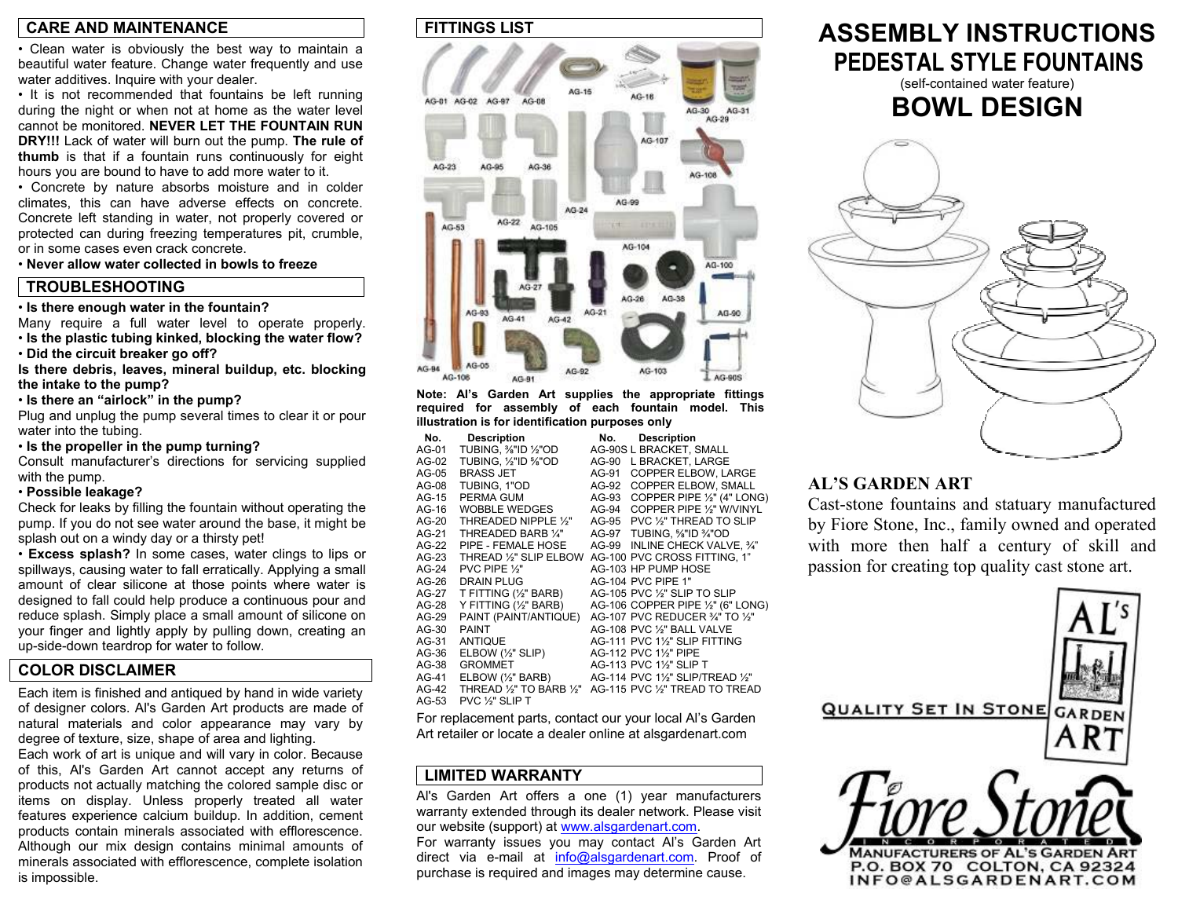## CARE AND MAINTENANCE

- Clean water is obviously the best way to maintain a beautiful water feature. Change water frequently and use water additives. Inquire with your dealer.
- It is not recommended that fountains be left running during the night or when not at home as the water level cannot be monitored. **NEVER LET THE FOUNTAIN RUN DRY!!!** Lack of water will burn out the pump. **The rule of thumb** is that if a fountain runs continuously for eight hours you are bound to have to add more water to it.
- Concrete by nature absorbs moisture and in colder climates, this can have adverse effects on concrete. Concrete left standing in water, not properly covered or protected can during freezing temperatures pit, crumble, or in some cases even crack concrete.
- **Never allow water collected in bowls to freeze**

## TROUBLESHOOTING

- **Is there enough water in the fountain?**

Many require a full water level to operate properly.

- **Is the plastic tubing kinked, blocking the water flow?**
- **Did the circuit breaker go off?**

**Is there debris, leaves, mineral buildup, etc. blocking the intake to the pump?**

- **Is there an "airlock" in the pump?**

Plug and unplug the pump several times to clear it or pour water into the tubing.

- **Is the propeller in the pump turning?**

Consult manufacturer's directions for servicing supplied with the pump.

- **Possible leakage?**

Check for leaks by filling the fountain without operating the pump. If you do not see water around the base, it might be splash out on a windy day or a thirsty pet!

- **Excess splash?** In some cases, water clings to lips or spillways, causing water to fall erratically. Applying a small amount of clear silicone at those points where water is designed to fall could help produce a continuous pour and reduce splash. Simply place a small amount of silicone on your finger and lightly apply by pulling down, creating an up-side-down teardrop for water to follow.

## COLOR DISCLAIMER

Each item is finished and antiqued by hand in wide variety of designer colors. Al's Garden Art products are made of natural materials and color appearance may vary by degree of texture, size, shape of area and lighting.

Each work of art is unique and will vary in color. Because of this, Al's Garden Art cannot accept any returns of products not actually matching the colored sample disc or items on display. Unless properly treated all water features experience calcium buildup. In addition, cement products contain minerals associated with efflorescence. Although our mix design contains minimal amounts of minerals associated with efflorescence, complete isolation is impossible.

## FITTINGS LIST

**Note: Al's Garden Art supplies the appropriate fittings required for assembly of each fountain model. This illustration is for identification purposes only**

| No. | Description | No. | Description |
|---|---|---|---|
| AG-01 | TUBING, ⅜"ID ½"OD | AG-90S | L BRACKET, SMALL |
| AG-02 | TUBING, ½"ID ⅝"OD | AG-90 | L BRACKET, LARGE |
| AG-05 | BRASS JET | AG-91 | COPPER ELBOW, LARGE |
| AG-08 | TUBING, 1"OD | AG-92 | COPPER ELBOW, SMALL |
| AG-15 | PERMA GUM | AG-93 | COPPER PIPE ½" (4" LONG) |
| AG-16 | WOBBLE WEDGES | AG-94 | COPPER PIPE ½" W/VINYL |
| AG-20 | THREADED NIPPLE ½" | AG-95 | PVC ½" THREAD TO SLIP |
| AG-21 | THREADED BARB ¼" | AG-97 | TUBING, ⅝"ID ¾"OD |
| AG-22 | PIPE - FEMALE HOSE | AG-99 | INLINE CHECK VALVE, ¾" |
| AG-23 | THREAD ½" SLIP ELBOW | AG-100 | PVC CROSS FITTING, 1" |
| AG-24 | PVC PIPE ½" | AG-103 | HP PUMP HOSE |
| AG-26 | DRAIN PLUG | AG-104 | PVC PIPE 1" |
| AG-27 | T FITTING (½" BARB) | AG-105 | PVC ½" SLIP TO SLIP |
| AG-28 | Y FITTING (½" BARB) | AG-106 | COPPER PIPE ½" (6" LONG) |
| AG-29 | PAINT (PAINT/ANTIQUE) | AG-107 | PVC REDUCER ¾" TO ½" |
| AG-30 | PAINT | AG-108 | PVC ½" BALL VALVE |
| AG-31 | ANTIQUE | AG-111 | PVC 1½" SLIP FITTING |
| AG-36 | ELBOW (½" SLIP) | AG-112 | PVC 1½" PIPE |
| AG-38 | GROMMET | AG-113 | PVC 1½" SLIP T |
| AG-41 | ELBOW (½" BARB) | AG-114 | PVC 1½" SLIP/TREAD ½" |
| AG-42 | THREAD ½" TO BARB ½" | AG-115 | PVC ½" TREAD TO TREAD |
| AG-53 | PVC ½" SLIP T | | |

For replacement parts, contact our your local Al's Garden Art retailer or locate a dealer online at alsgardenart.com

## LIMITED WARRANTY

Al's Garden Art offers a one (1) year manufacturers warranty extended through its dealer network. Please visit our website (support) at www.alsgardenart.com.

For warranty issues you may contact Al's Garden Art direct via e-mail at info@alsgardenart.com. Proof of purchase is required and images may determine cause.

# ASSEMBLY INSTRUCTIONS
# PEDESTAL STYLE FOUNTAINS
(self-contained water feature)
# BOWL DESIGN

## AL'S GARDEN ART

Cast-stone fountains and statuary manufactured by Fiore Stone, Inc., family owned and operated with more then half a century of skill and passion for creating top quality cast stone art.

QUALITY SET IN STONE — AL'S GARDEN ART

Fiore Stone INCORPORATED
MANUFACTURERS OF AL'S GARDEN ART
P.O. BOX 70 COLTON, CA 92324
INFO@ALSGARDENART.COM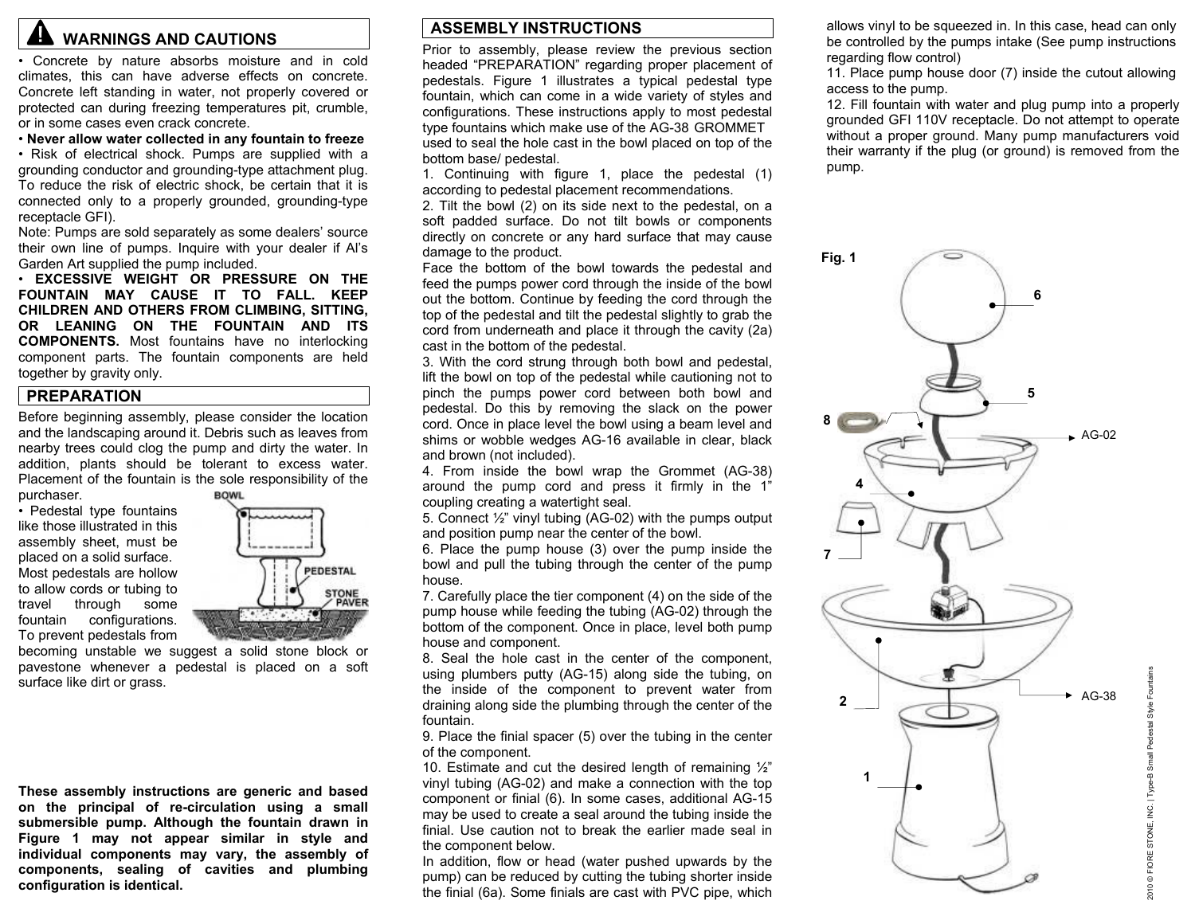## ⚠ WARNINGS AND CAUTIONS

- Concrete by nature absorbs moisture and in cold climates, this can have adverse effects on concrete. Concrete left standing in water, not properly covered or protected can during freezing temperatures pit, crumble, or in some cases even crack concrete.
- **Never allow water collected in any fountain to freeze**
- Risk of electrical shock. Pumps are supplied with a grounding conductor and grounding-type attachment plug. To reduce the risk of electric shock, be certain that it is connected only to a properly grounded, grounding-type receptacle GFI).

Note: Pumps are sold separately as some dealers' source their own line of pumps. Inquire with your dealer if Al's Garden Art supplied the pump included.

- **EXCESSIVE WEIGHT OR PRESSURE ON THE FOUNTAIN MAY CAUSE IT TO FALL. KEEP CHILDREN AND OTHERS FROM CLIMBING, SITTING, OR LEANING ON THE FOUNTAIN AND ITS COMPONENTS.** Most fountains have no interlocking component parts. The fountain components are held together by gravity only.

## PREPARATION

Before beginning assembly, please consider the location and the landscaping around it. Debris such as leaves from nearby trees could clog the pump and dirty the water. In addition, plants should be tolerant to excess water. Placement of the fountain is the sole responsibility of the purchaser.

- Pedestal type fountains like those illustrated in this assembly sheet, must be placed on a solid surface. Most pedestals are hollow to allow cords or tubing to travel through some fountain configurations. To prevent pedestals from becoming unstable we suggest a solid stone block or pavestone whenever a pedestal is placed on a soft surface like dirt or grass.

BOWL
PEDESTAL
STONE PAVER

**These assembly instructions are generic and based on the principal of re-circulation using a small submersible pump. Although the fountain drawn in Figure 1 may not appear similar in style and individual components may vary, the assembly of components, sealing of cavities and plumbing configuration is identical.**

## ASSEMBLY INSTRUCTIONS

Prior to assembly, please review the previous section headed "PREPARATION" regarding proper placement of pedestals. Figure 1 illustrates a typical pedestal type fountain, which can come in a wide variety of styles and configurations. These instructions apply to most pedestal type fountains which make use of the AG-38 GROMMET used to seal the hole cast in the bowl placed on top of the bottom base/ pedestal.

1. Continuing with figure 1, place the pedestal (1) according to pedestal placement recommendations.
2. Tilt the bowl (2) on its side next to the pedestal, on a soft padded surface. Do not tilt bowls or components directly on concrete or any hard surface that may cause damage to the product.
   Face the bottom of the bowl towards the pedestal and feed the pumps power cord through the inside of the bowl out the bottom. Continue by feeding the cord through the top of the pedestal and tilt the pedestal slightly to grab the cord from underneath and place it through the cavity (2a) cast in the bottom of the pedestal.
3. With the cord strung through both bowl and pedestal, lift the bowl on top of the pedestal while cautioning not to pinch the pumps power cord between both bowl and pedestal. Do this by removing the slack on the power cord. Once in place level the bowl using a beam level and shims or wobble wedges AG-16 available in clear, black and brown (not included).
4. From inside the bowl wrap the Grommet (AG-38) around the pump cord and press it firmly in the 1" coupling creating a watertight seal.
5. Connect ½" vinyl tubing (AG-02) with the pumps output and position pump near the center of the bowl.
6. Place the pump house (3) over the pump inside the bowl and pull the tubing through the center of the pump house.
7. Carefully place the tier component (4) on the side of the pump house while feeding the tubing (AG-02) through the bottom of the component. Once in place, level both pump house and component.
8. Seal the hole cast in the center of the component, using plumbers putty (AG-15) along side the tubing, on the inside of the component to prevent water from draining along side the plumbing through the center of the fountain.
9. Place the finial spacer (5) over the tubing in the center of the component.
10. Estimate and cut the desired length of remaining ½" vinyl tubing (AG-02) and make a connection with the top component or finial (6). In some cases, additional AG-15 may be used to create a seal around the tubing inside the finial. Use caution not to break the earlier made seal in the component below.
    In addition, flow or head (water pushed upwards by the pump) can be reduced by cutting the tubing shorter inside the finial (6a). Some finials are cast with PVC pipe, which allows vinyl to be squeezed in. In this case, head can only be controlled by the pumps intake (See pump instructions regarding flow control)
11. Place pump house door (7) inside the cutout allowing access to the pump.
12. Fill fountain with water and plug pump into a properly grounded GFI 110V receptacle. Do not attempt to operate without a proper ground. Many pump manufacturers void their warranty if the plug (or ground) is removed from the pump.

Fig. 1

6, 5, 8, AG-02, 4, 7, 2, AG-38, 1

2010 © FIORE STONE, INC. | Type-B Small Pedestal Style Fountains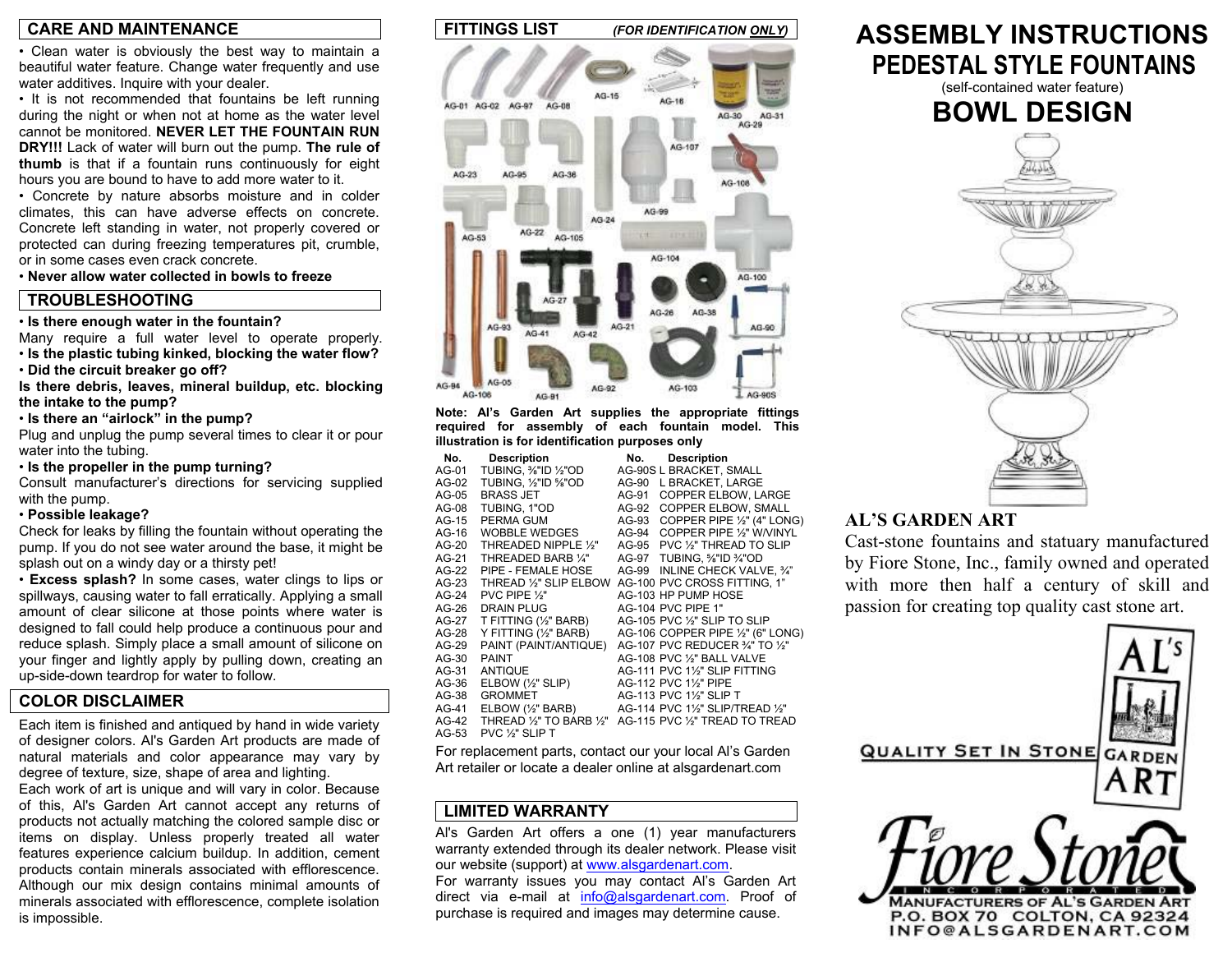## CARE AND MAINTENANCE

- Clean water is obviously the best way to maintain a beautiful water feature. Change water frequently and use water additives. Inquire with your dealer.
- It is not recommended that fountains be left running during the night or when not at home as the water level cannot be monitored. **NEVER LET THE FOUNTAIN RUN DRY!!!** Lack of water will burn out the pump. **The rule of thumb** is that if a fountain runs continuously for eight hours you are bound to have to add more water to it.
- Concrete by nature absorbs moisture and in colder climates, this can have adverse effects on concrete. Concrete left standing in water, not properly covered or protected can during freezing temperatures pit, crumble, or in some cases even crack concrete.
- **Never allow water collected in bowls to freeze**

## TROUBLESHOOTING

- **Is there enough water in the fountain?**
Many require a full water level to operate properly.
- **Is the plastic tubing kinked, blocking the water flow?**
- **Did the circuit breaker go off?**

**Is there debris, leaves, mineral buildup, etc. blocking the intake to the pump?**

- **Is there an "airlock" in the pump?**
Plug and unplug the pump several times to clear it or pour water into the tubing.
- **Is the propeller in the pump turning?**
Consult manufacturer's directions for servicing supplied with the pump.
- **Possible leakage?**
Check for leaks by filling the fountain without operating the pump. If you do not see water around the base, it might be splash out on a windy day or a thirsty pet!
- **Excess splash?** In some cases, water clings to lips or spillways, causing water to fall erratically. Applying a small amount of clear silicone at those points where water is designed to fall could help produce a continuous pour and reduce splash. Simply place a small amount of silicone on your finger and lightly apply by pulling down, creating an up-side-down teardrop for water to follow.

## COLOR DISCLAIMER

Each item is finished and antiqued by hand in wide variety of designer colors. Al's Garden Art products are made of natural materials and color appearance may vary by degree of texture, size, shape of area and lighting.

Each work of art is unique and will vary in color. Because of this, Al's Garden Art cannot accept any returns of products not actually matching the colored sample disc or items on display. Unless properly treated all water features experience calcium buildup. In addition, cement products contain minerals associated with efflorescence. Although our mix design contains minimal amounts of minerals associated with efflorescence, complete isolation is impossible.

## FITTINGS LIST *(FOR IDENTIFICATION ONLY)*

**Note: Al's Garden Art supplies the appropriate fittings required for assembly of each fountain model. This illustration is for identification purposes only**

| No. | Description | No. | Description |
|---|---|---|---|
| AG-01 | TUBING, ⅜"ID ½"OD | AG-90S | L BRACKET, SMALL |
| AG-02 | TUBING, ½"ID ⅝"OD | AG-90 | L BRACKET, LARGE |
| AG-05 | BRASS JET | AG-91 | COPPER ELBOW, LARGE |
| AG-08 | TUBING, 1"OD | AG-92 | COPPER ELBOW, SMALL |
| AG-15 | PERMA GUM | AG-93 | COPPER PIPE ½" (4" LONG) |
| AG-16 | WOBBLE WEDGES | AG-94 | COPPER PIPE ½" W/VINYL |
| AG-20 | THREADED NIPPLE ½" | AG-95 | PVC ½" THREAD TO SLIP |
| AG-21 | THREADED BARB ¼" | AG-97 | TUBING, ⅝"ID ¾"OD |
| AG-22 | PIPE - FEMALE HOSE | AG-99 | INLINE CHECK VALVE, ¾" |
| AG-23 | THREAD ½" SLIP ELBOW | AG-100 | PVC CROSS FITTING, 1" |
| AG-24 | PVC PIPE ½" | AG-103 | HP PUMP HOSE |
| AG-26 | DRAIN PLUG | AG-104 | PVC PIPE 1" |
| AG-27 | T FITTING (½" BARB) | AG-105 | PVC ½" SLIP TO SLIP |
| AG-28 | Y FITTING (½" BARB) | AG-106 | COPPER PIPE ½" (6" LONG) |
| AG-29 | PAINT (PAINT/ANTIQUE) | AG-107 | PVC REDUCER ¾" TO ½" |
| AG-30 | PAINT | AG-108 | PVC ½" BALL VALVE |
| AG-31 | ANTIQUE | AG-111 | PVC 1½" SLIP FITTING |
| AG-36 | ELBOW (½" SLIP) | AG-112 | PVC 1½" PIPE |
| AG-38 | GROMMET | AG-113 | PVC 1½" SLIP T |
| AG-41 | ELBOW (½" BARB) | AG-114 | PVC 1½" SLIP/TREAD ½" |
| AG-42 | THREAD ½" TO BARB ½" | AG-115 | PVC ½" TREAD TO TREAD |
| AG-53 | PVC ½" SLIP T | | |

For replacement parts, contact our your local Al's Garden Art retailer or locate a dealer online at alsgardenart.com

## LIMITED WARRANTY

Al's Garden Art offers a one (1) year manufacturers warranty extended through its dealer network. Please visit our website (support) at www.alsgardenart.com.

For warranty issues you may contact Al's Garden Art direct via e-mail at info@alsgardenart.com. Proof of purchase is required and images may determine cause.

# ASSEMBLY INSTRUCTIONS
## PEDESTAL STYLE FOUNTAINS
(self-contained water feature)
## BOWL DESIGN

### AL'S GARDEN ART

Cast-stone fountains and statuary manufactured by Fiore Stone, Inc., family owned and operated with more then half a century of skill and passion for creating top quality cast stone art.

QUALITY SET IN STONE

AL'S GARDEN ART

Fiore Stone INCORPORATED

MANUFACTURERS OF AL'S GARDEN ART
P.O. BOX 70 COLTON, CA 92324
INFO@ALSGARDENART.COM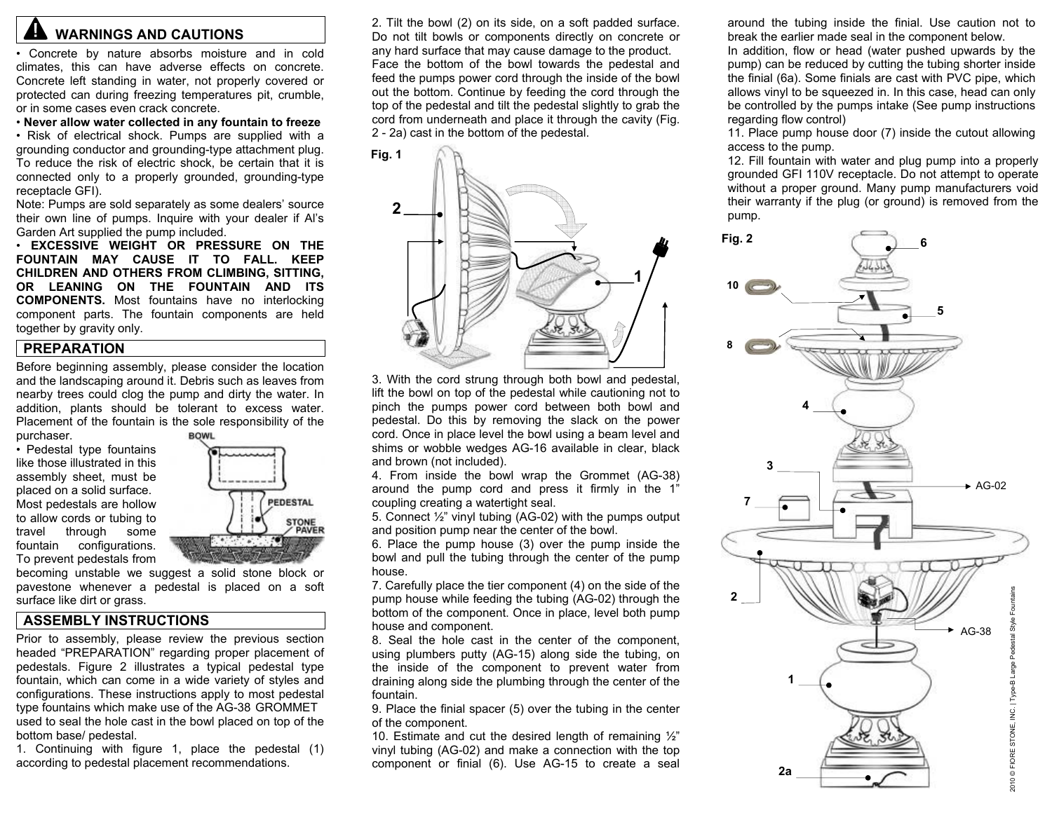## WARNINGS AND CAUTIONS

- Concrete by nature absorbs moisture and in cold climates, this can have adverse effects on concrete. Concrete left standing in water, not properly covered or protected can during freezing temperatures pit, crumble, or in some cases even crack concrete.
- **Never allow water collected in any fountain to freeze**
- Risk of electrical shock. Pumps are supplied with a grounding conductor and grounding-type attachment plug. To reduce the risk of electric shock, be certain that it is connected only to a properly grounded, grounding-type receptacle GFI).

Note: Pumps are sold separately as some dealers' source their own line of pumps. Inquire with your dealer if Al's Garden Art supplied the pump included.

- **EXCESSIVE WEIGHT OR PRESSURE ON THE FOUNTAIN MAY CAUSE IT TO FALL. KEEP CHILDREN AND OTHERS FROM CLIMBING, SITTING, OR LEANING ON THE FOUNTAIN AND ITS COMPONENTS.** Most fountains have no interlocking component parts. The fountain components are held together by gravity only.

## PREPARATION

Before beginning assembly, please consider the location and the landscaping around it. Debris such as leaves from nearby trees could clog the pump and dirty the water. In addition, plants should be tolerant to excess water. Placement of the fountain is the sole responsibility of the purchaser.

- Pedestal type fountains like those illustrated in this assembly sheet, must be placed on a solid surface. Most pedestals are hollow to allow cords or tubing to travel through some fountain configurations. To prevent pedestals from becoming unstable we suggest a solid stone block or pavestone whenever a pedestal is placed on a soft surface like dirt or grass.

BOWL
PEDESTAL
STONE PAVER

## ASSEMBLY INSTRUCTIONS

Prior to assembly, please review the previous section headed "PREPARATION" regarding proper placement of pedestals. Figure 2 illustrates a typical pedestal type fountain, which can come in a wide variety of styles and configurations. These instructions apply to most pedestal type fountains which make use of the AG-38 GROMMET used to seal the hole cast in the bowl placed on top of the bottom base/ pedestal.

1. Continuing with figure 1, place the pedestal (1) according to pedestal placement recommendations.
2. Tilt the bowl (2) on its side, on a soft padded surface. Do not tilt bowls or components directly on concrete or any hard surface that may cause damage to the product. Face the bottom of the bowl towards the pedestal and feed the pumps power cord through the inside of the bowl out the bottom. Continue by feeding the cord through the top of the pedestal and tilt the pedestal slightly to grab the cord from underneath and place it through the cavity (Fig. 2 - 2a) cast in the bottom of the pedestal.

Fig. 1

2
1

3. With the cord strung through both bowl and pedestal, lift the bowl on top of the pedestal while cautioning not to pinch the pumps power cord between both bowl and pedestal. Do this by removing the slack on the power cord. Once in place level the bowl using a beam level and shims or wobble wedges AG-16 available in clear, black and brown (not included).
4. From inside the bowl wrap the Grommet (AG-38) around the pump cord and press it firmly in the 1" coupling creating a watertight seal.
5. Connect ½" vinyl tubing (AG-02) with the pumps output and position pump near the center of the bowl.
6. Place the pump house (3) over the pump inside the bowl and pull the tubing through the center of the pump house.
7. Carefully place the tier component (4) on the side of the pump house while feeding the tubing (AG-02) through the bottom of the component. Once in place, level both pump house and component.
8. Seal the hole cast in the center of the component, using plumbers putty (AG-15) along side the tubing, on the inside of the component to prevent water from draining along side the plumbing through the center of the fountain.
9. Place the finial spacer (5) over the tubing in the center of the component.
10. Estimate and cut the desired length of remaining ½" vinyl tubing (AG-02) and make a connection with the top component or finial (6). Use AG-15 to create a seal around the tubing inside the finial. Use caution not to break the earlier made seal in the component below. In addition, flow or head (water pushed upwards by the pump) can be reduced by cutting the tubing shorter inside the finial (6a). Some finials are cast with PVC pipe, which allows vinyl to be squeezed in. In this case, head can only be controlled by the pumps intake (See pump instructions regarding flow control)
11. Place pump house door (7) inside the cutout allowing access to the pump.
12. Fill fountain with water and plug pump into a properly grounded GFI 110V receptacle. Do not attempt to operate without a proper ground. Many pump manufacturers void their warranty if the plug (or ground) is removed from the pump.

Fig. 2

6
10
5
8
4
3
AG-02
7
2
AG-38
1
2a

2010 © FIORE STONE, INC. | Type-B Large Pedestal Style Fountains